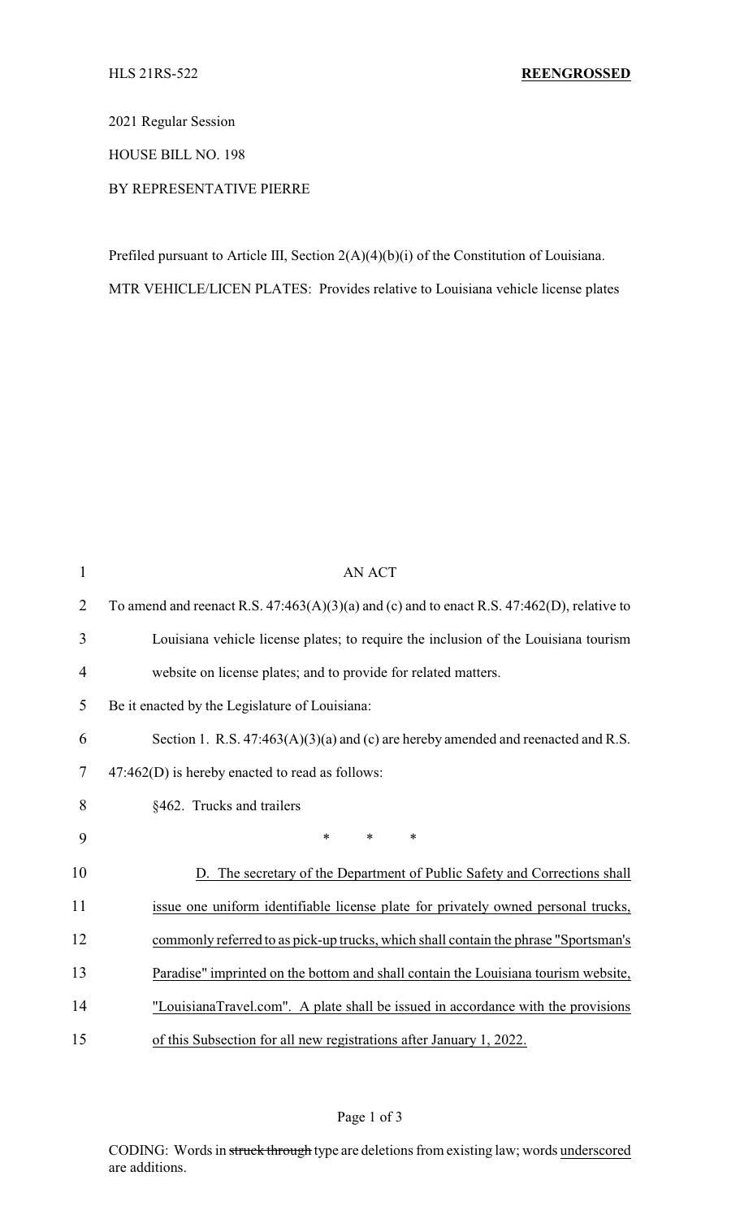HLS 21RS-522 **REENGROSSED**

2021 Regular Session

HOUSE BILL NO. 198

BY REPRESENTATIVE PIERRE

Prefiled pursuant to Article III, Section 2(A)(4)(b)(i) of the Constitution of Louisiana.

MTR VEHICLE/LICEN PLATES: Provides relative to Louisiana vehicle license plates

AN ACT

To amend and reenact R.S. 47:463(A)(3)(a) and (c) and to enact R.S. 47:462(D), relative to Louisiana vehicle license plates; to require the inclusion of the Louisiana tourism website on license plates; and to provide for related matters.

Be it enacted by the Legislature of Louisiana:

Section 1. R.S. 47:463(A)(3)(a) and (c) are hereby amended and reenacted and R.S. 47:462(D) is hereby enacted to read as follows:

§462. Trucks and trailers

\* \* \*

<u>D. The secretary of the Department of Public Safety and Corrections shall issue one uniform identifiable license plate for privately owned personal trucks, commonly referred to as pick-up trucks, which shall contain the phrase "Sportsman's Paradise" imprinted on the bottom and shall contain the Louisiana tourism website, "LouisianaTravel.com". A plate shall be issued in accordance with the provisions of this Subsection for all new registrations after January 1, 2022.</u>

CODING: Words in ~~struck through~~ type are deletions from existing law; words <u>underscored</u> are additions.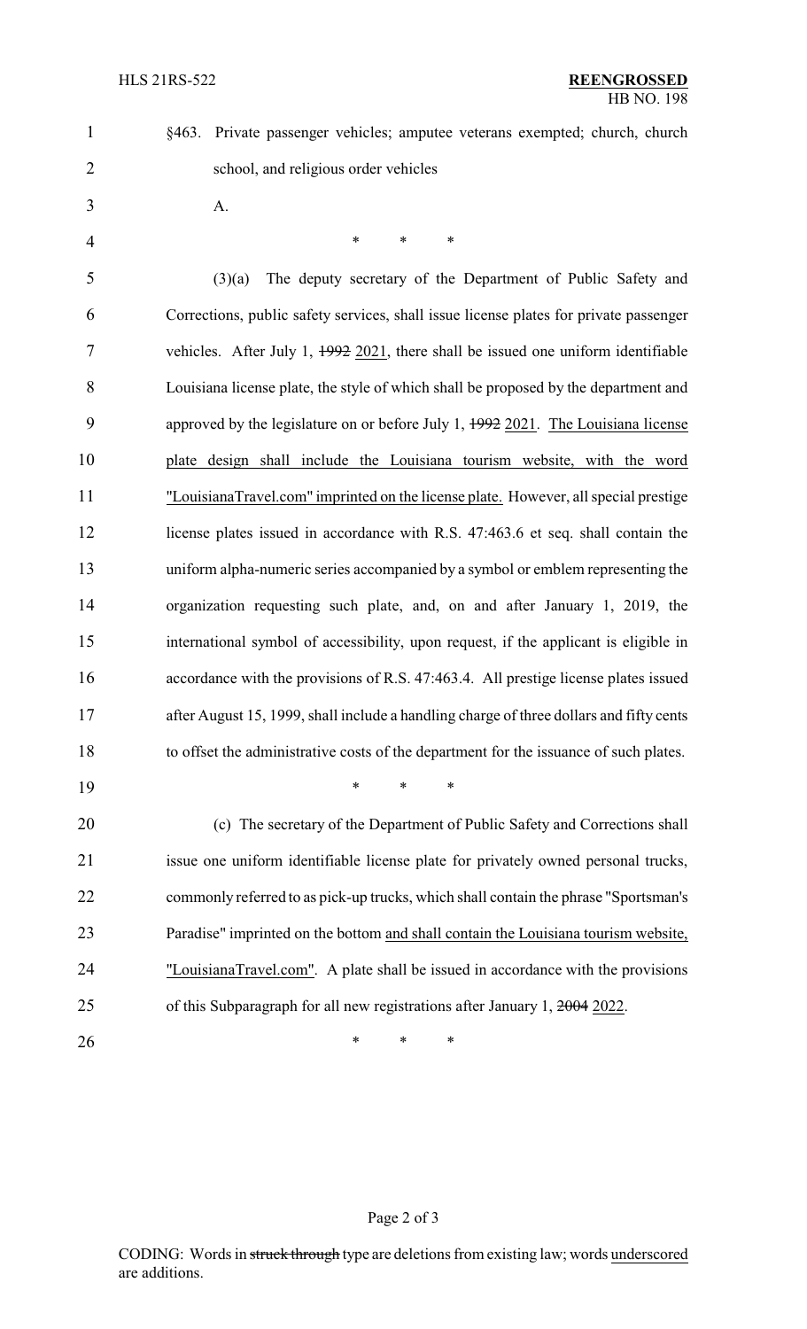§463. Private passenger vehicles; amputee veterans exempted; church, church school, and religious order vehicles

A.

\* \* \*

(3)(a) The deputy secretary of the Department of Public Safety and Corrections, public safety services, shall issue license plates for private passenger vehicles. After July 1, ~~1992~~ 2021, there shall be issued one uniform identifiable Louisiana license plate, the style of which shall be proposed by the department and approved by the legislature on or before July 1, ~~1992~~ 2021. The Louisiana license plate design shall include the Louisiana tourism website, with the word "LouisianaTravel.com" imprinted on the license plate. However, all special prestige license plates issued in accordance with R.S. 47:463.6 et seq. shall contain the uniform alpha-numeric series accompanied by a symbol or emblem representing the organization requesting such plate, and, on and after January 1, 2019, the international symbol of accessibility, upon request, if the applicant is eligible in accordance with the provisions of R.S. 47:463.4. All prestige license plates issued after August 15, 1999, shall include a handling charge of three dollars and fifty cents to offset the administrative costs of the department for the issuance of such plates.

\* \* \*

(c) The secretary of the Department of Public Safety and Corrections shall issue one uniform identifiable license plate for privately owned personal trucks, commonly referred to as pick-up trucks, which shall contain the phrase "Sportsman's Paradise" imprinted on the bottom and shall contain the Louisiana tourism website, "LouisianaTravel.com". A plate shall be issued in accordance with the provisions of this Subparagraph for all new registrations after January 1, ~~2004~~ 2022.

\* \* \*

CODING: Words in ~~struck through~~ type are deletions from existing law; words underscored are additions.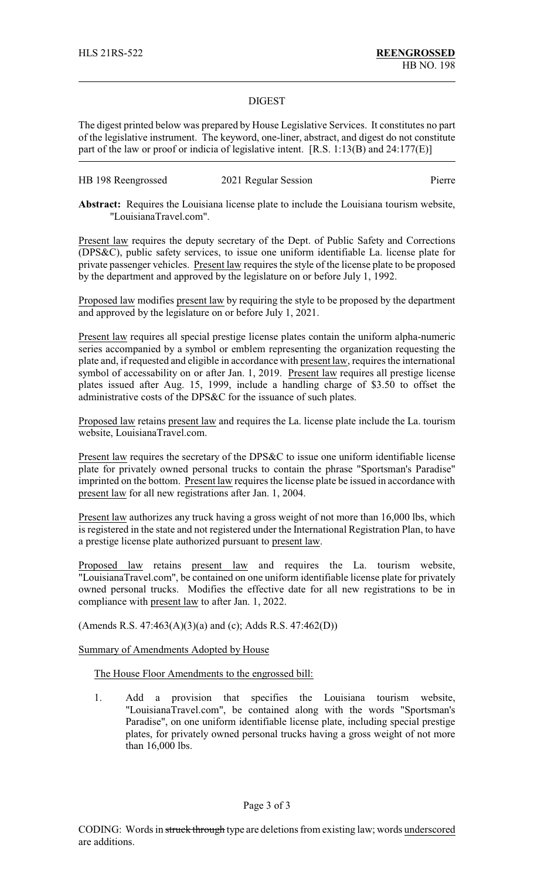DIGEST

The digest printed below was prepared by House Legislative Services. It constitutes no part of the legislative instrument. The keyword, one-liner, abstract, and digest do not constitute part of the law or proof or indicia of legislative intent. [R.S. 1:13(B) and 24:177(E)]

HB 198 Reengrossed 2021 Regular Session Pierre

**Abstract:** Requires the Louisiana license plate to include the Louisiana tourism website, "LouisianaTravel.com".

Present law requires the deputy secretary of the Dept. of Public Safety and Corrections (DPS&C), public safety services, to issue one uniform identifiable La. license plate for private passenger vehicles. Present law requires the style of the license plate to be proposed by the department and approved by the legislature on or before July 1, 1992.

Proposed law modifies present law by requiring the style to be proposed by the department and approved by the legislature on or before July 1, 2021.

Present law requires all special prestige license plates contain the uniform alpha-numeric series accompanied by a symbol or emblem representing the organization requesting the plate and, if requested and eligible in accordance with present law, requires the international symbol of accessability on or after Jan. 1, 2019. Present law requires all prestige license plates issued after Aug. 15, 1999, include a handling charge of $3.50 to offset the administrative costs of the DPS&C for the issuance of such plates.

Proposed law retains present law and requires the La. license plate include the La. tourism website, LouisianaTravel.com.

Present law requires the secretary of the DPS&C to issue one uniform identifiable license plate for privately owned personal trucks to contain the phrase "Sportsman's Paradise" imprinted on the bottom. Present law requires the license plate be issued in accordance with present law for all new registrations after Jan. 1, 2004.

Present law authorizes any truck having a gross weight of not more than 16,000 lbs, which is registered in the state and not registered under the International Registration Plan, to have a prestige license plate authorized pursuant to present law.

Proposed law retains present law and requires the La. tourism website, "LouisianaTravel.com", be contained on one uniform identifiable license plate for privately owned personal trucks. Modifies the effective date for all new registrations to be in compliance with present law to after Jan. 1, 2022.

(Amends R.S. 47:463(A)(3)(a) and (c); Adds R.S. 47:462(D))

Summary of Amendments Adopted by House

The House Floor Amendments to the engrossed bill:

1. Add a provision that specifies the Louisiana tourism website, "LouisianaTravel.com", be contained along with the words "Sportsman's Paradise", on one uniform identifiable license plate, including special prestige plates, for privately owned personal trucks having a gross weight of not more than 16,000 lbs.

CODING: Words in ~~struck through~~ type are deletions from existing law; words underscored are additions.